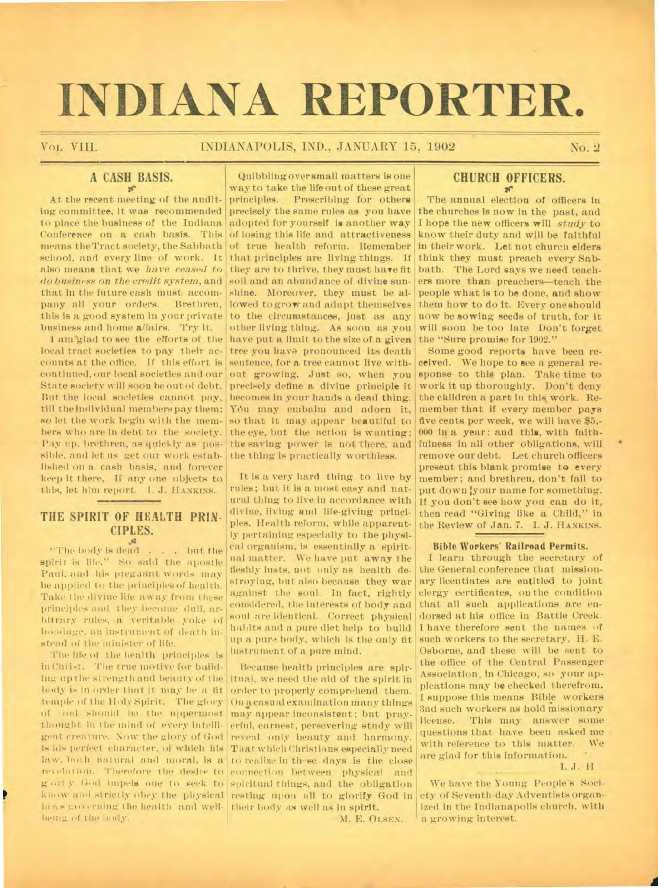# INDIANA REPORTER.

VOL. VIII. INDIANAPOLIS, IND., JANUARY 15, 1902 No. 2

## A CASH BASIS.

At the recent meeting of the auditing committee, it was recommended to place the business of the Indiana Conference on a cash basis. This means the Tract society, the Sabbath school, and every line of work. It also means that we *have ceased to do business on the credit system*, and that in the future cash must accompany all your orders. Brethren, this is a good system in your private business and home affairs. Try it.

I am glad to see the efforts of the local tract societies to pay their accounts at the office. If this effort is continued, our local societies and our State society will soon be out of debt. But the local societies cannot pay, till the individual members pay them; so let the work begin with the members who are in debt to the society. Pay up, brethren, as quickly as possible, and let us get our work established on a cash basis, and forever keep it there. If any one objects to this, let him report. I. J. HANKINS.

## THE SPIRIT OF HEALTH PRINCIPLES.

"The body is dead . . . but the spirit is life." So said the apostle Paul, and his pregnant words may be applied to the principles of health. Take the divine life away from these principles and they become dull, arbitrary rules, a veritable yoke of bondage, an instrument of death instead of the minister of life.

The life of the health principles is in Christ. The true motive for building up the strength and beauty of the body is in order that it may be a fit temple of the Holy Spirit. The glory of God should be the uppermost thought in the mind of every intelligent creature. Now the glory of God is his perfect character, of which his law, both natural and moral, is a revelation. Therefore the desire to glorify God impels one to seek to know and strictly obey the physical laws governing the health and well-being of the body.

Quibbling over small matters is one way to take the life out of these great principles. Prescribing for others precisely the same rules as you have adopted for yourself is another way of losing this life and attractiveness of true health reform. Remember that principles are living things. If they are to thrive, they must have fit soil and an abundance of divine sunshine. Moreover, they must be allowed to grow and adapt themselves to the circumstances, just as any other living thing. As soon as you have put a limit to the size of a given tree you have pronounced its death sentence, for a tree cannot live without growing. Just so, when you precisely define a divine principle it becomes in your hands a dead thing. You may embalm and adorn it, so that it may appear beautiful to the eye, but the action is wanting; the saving power is not there, and the thing is practically worthless.

It is a very hard thing to live by rules; but it is a most easy and natural thing to live in accordance with divine, living and life-giving principles. Health reform, while apparently pertaining especially to the physical organism, is essentially a spiritual matter. We have put away the fleshly lusts, not only as health destroying, but also because they war against the soul. In fact, rightly considered, the interests of body and soul are identical. Correct physical habits and a pure diet help to build up a pure body, which is the only fit instrument of a pure mind.

Because health principles are spiritual, we need the aid of the spirit in order to properly comprehend them. On a casual examination many things may appear inconsistent; but prayerful, earnest, persevering study will reveal only beauty and harmony. That which Christians especially need to realize in these days is the close connection between physical and spiritual things, and the obligation resting upon all to glorify God in their body as well as in spirit.

M. E. OLSEN.

## CHURCH OFFICERS.

The annual election of officers in the churches is now in the past, and I hope the new officers will *study* to know their duty and will be faithful in their work. Let not church elders think they must preach every Sabbath. The Lord says we need teachers more than preachers—teach the people what is to be done, and show them how to do it. Every one should now be sowing seeds of truth, for it will soon be too late Don't forget the "Sure promise for 1902."

Some good reports have been received. We hope to see a general response to this plan. Take time to work it up thoroughly. Don't deny the children a part in this work. Remember that if every member pays five cents per week, we will have $5,000 in a year: and this, with faithfulness in all other obligations, will remove our debt. Let church officers present this blank promise to every member; and brethren, don't fail to put down your name for something. If you don't see how you can do it, then read "Giving like a Child," in the Review of Jan. 7. I. J. HANKINS.

### Bible Workers' Railroad Permits.

I learn through the secretary of the General conference that missionary licentiates are entitled to joint clergy certificates, on the condition that all such applications are endorsed at his office in Battle Creek. I have therefore sent the names of such workers to the secretary, H. E. Osborne, and these will be sent to the office of the Central Passenger Association, in Chicago, so your applications may be checked therefrom. I suppose this means Bible workers and such workers as hold missionary license. This may answer some questions that have been asked me with reference to this matter. We are glad for this information.

I. J. H

We have the Young People's Society of Seventh-day Adventists organized in the Indianapolis church, with a growing interest.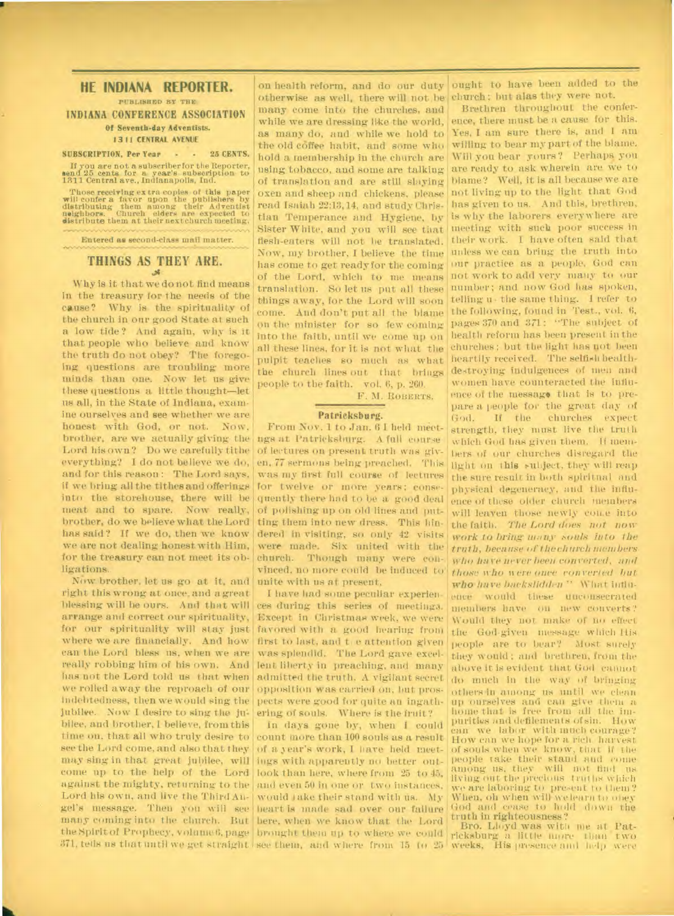# HE INDIANA REPORTER.

PUBLISHED BY THE

**INDIANA CONFERENCE ASSOCIATION**

**Of Seventh-day Adventists.**

**1311 CENTRAL AVENUE**

**SUBSCRIPTION, Per Year - - 25 CENTS.**

If you are not a subscriber for the Reporter, send 25 cents for a year's subscription to 1311 Central ave., Indianapolis, Ind.

Those receiving extra copies of this paper will confer a favor upon the publishers by distributing them among their Adventist neighbors. Church elders are expected to distribute them at their next church meeting.

Entered as second-class mail matter.

## THINGS AS THEY ARE.

Why is it that we do not find means in the treasury for the needs of the cause? Why is the spirituality of the church in our good State at such a low tide? And again, why is it that people who believe and know the truth do not obey? The foregoing questions are troubling more minds than one. Now let us give these questions a little thought—let us all, in the State of Indiana, examine ourselves and see whether we are honest with God, or not. Now, brother, are we actually giving the Lord his own? Do we carefully tithe everything? I do not believe we do, and for this reason: The Lord says, if we bring all the tithes and offerings into the storehouse, there will be meat and to spare. Now really, brother, do we believe what the Lord has said? If we do, then we know we are not dealing honest with Him, for the treasury can not meet its obligations.

Now brother, let us go at it, and right this wrong at once, and a great blessing will be ours. And that will arrange and correct our spirituality, for our spirituality will stay just where we are financially. And how can the Lord bless us, when we are really robbing him of his own. And has not the Lord told us that when we rolled away the reproach of our indebtedness, then we would sing the jubilee. Now I desire to sing the jubilee, and brother, I believe, from this time on, that all who truly desire to see the Lord come, and also that they may sing in that great jubilee, will come up to the help of the Lord against the mighty, returning to the Lord his own, and live the Third Angel's message. Then you will see many coming into the church. But the Spirit of Prophecy, volume 6, page 371, tells us that until we get straight on health reform, and do our duty otherwise as well, there will not be many come into the churches, and while we are dressing like the world, as many do, and while we hold to the old coffee habit, and some who hold a membership in the church are using tobacco, and some are talking of translation and are still slaying oxen and sheep and chickens, please read Isaiah 22:13, 14, and study Christian Temperance and Hygiene, by Sister White, and you will see that flesh-eaters will not be translated. Now, my brother, I believe the time has come to get ready for the coming of the Lord, which to me means translation. So let us put all these things away, for the Lord will soon come. And don't put all the blame on the minister for so few coming into the faith, until we come up on all these lines, for it is not what the pulpit teaches so much as what the church lines out that brings people to the faith. vol. 6, p. 260.

F. M. ROBERTS.

### Patricksburg.

From Nov. 1 to Jan. 6 I held meetings at Patricksburg. A full course of lectures on present truth was given, 77 sermons being preached. This was my first full course of lectures for twelve or more years; consequently there had to be a good deal of polishing up on old lines and putting them into new dress. This hindered in visiting, so only 42 visits were made. Six united with the church. Though many were convinced, no more could be induced to unite with us at present.

I have had some peculiar experiences during this series of meetings. Except in Christmas week, we were favored with a good hearing from first to last, and the attention given was splendid. The Lord gave excellent liberty in preaching, and many admitted the truth. A vigilant secret opposition was carried on, but prospects were good for quite an ingathering of souls. Where is the fruit?

In days gone by, when I could count more than 100 souls as a result of a year's work, I have held meetings with apparently no better outlook than here, where from 25 to 45, and even 50 in one or two instances, would take their stand with us. My heart is made sad over our failure here, when we know that the Lord brought them up to where we could see them, and where from 15 to 25 ought to have been added to the church; but alas they were not.

Brethren throughout the conference, there must be a cause for this. Yes, I am sure there is, and I am willing to bear my part of the blame. Will you bear yours? Perhaps you are ready to ask wherein are we to blame? Well, it is all because we are not living up to the light that God has given to us. And this, brethren, is why the laborers everywhere are meeting with such poor success in their work. I have often said that unless we can bring the truth into our practice as a people, God can not work to add very many to our number; and now God has spoken, telling us the same thing. I refer to the following, found in Test., vol. 6, pages 370 and 371: "The subject of health reform has been present in the churches; but the light has not been heartily received. The selfish health-destroying indulgences of men and women have counteracted the influence of the message that is to prepare a people for the great day of God. If the churches expect strength, they must live the truth which God has given them. If members of our churches disregard the light on this subject, they will reap the sure result in both spiritual and physical degeneracy, and the influence of these older church members will leaven those newly come into the faith. *The Lord does not now work to bring many souls into the truth, because of the church members who have never been converted, and those who were once converted but who have backslidden*." What influence would these unconsecrated members have on new converts? Would they not make of no effect the God-given message which His people are to bear? Most surely they would; and brethren, from the above it is evident that God cannot do much in the way of bringing others in among us until we clean up ourselves and can give them a home that is free from all the impurities and defilements of sin. How can we labor with much courage? How can we hope for a rich harvest of souls when we know, that if the people take their stand and come among us, they will not find us living out the precious truths which we are laboring to present to them? When, oh when will we learn to obey God and cease to hold down the truth in righteousness?

Bro. Lloyd was with me at Patricksburg a little more than two weeks. His presence and help were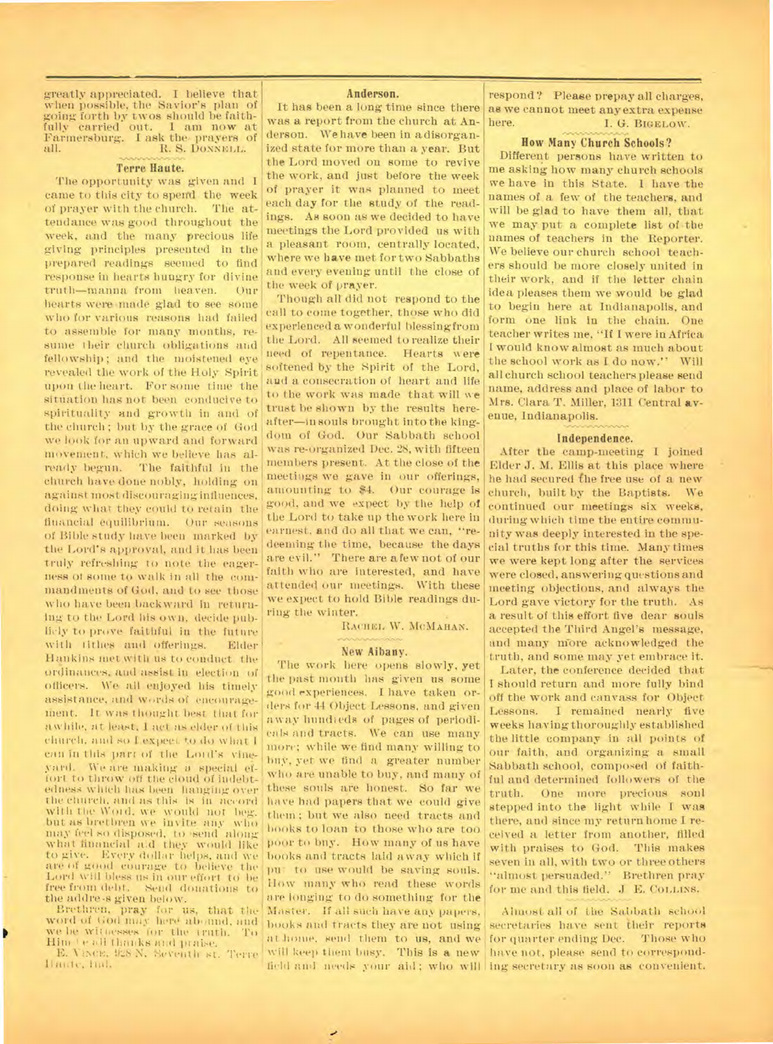greatly appreciated. I believe that when possible, the Savior's plan of going forth by twos should be faithfully carried out. I am now at Farmersburg. I ask the prayers of all.

R. S. DONNELL.

### Terre Haute.

The opportunity was given and I came to this city to spend the week of prayer with the church. The attendance was good throughout the week, and the many precious life giving principles presented in the prepared readings seemed to find response in hearts hungry for divine truth—manna from heaven. Our hearts were made glad to see some who for various reasons had failed to assemble for many months, resume their church obligations and fellowship; and the moistened eye revealed the work of the Holy Spirit upon the heart. For some time the situation has not been conducive to spirituality and growth in and of the church; but by the grace of God we look for an upward and forward movement, which we believe has already begun. The faithful in the church have done nobly, holding on against most discouraging influences, doing what they could to retain the financial equilibrium. Our seasons of Bible study have been marked by the Lord's approval, and it has been truly refreshing to note the eagerness of some to walk in all the commandments of God, and to see those who have been backward in returning to the Lord his own, decide publicly to prove faithful in the future with tithes and offerings. Elder Hankins met with us to conduct the ordinances, and assist in election of officers. We all enjoyed his timely assistance, and words of encouragement. It was thought best that for awhile, at least, I act as elder of this church, and so I expect to do what I can in this part of the Lord's vineyard. We are making a special effort to throw off the cloud of indebtedness which has been hanging over the church, and as this is in accord with the Word, we would not beg, but as brethren we invite any who may feel so disposed, to send along what financial aid they would like to give. Every dollar helps, and we are of good courage to believe the Lord will bless us in our effort to be free from debt. Send donations to the address given below.

Brethren, pray for us, that the word of God may here abound, and we be witnesses for the truth. To Him be all thanks and praise.

E. VINCE, 928 N. Seventh st. Terre Haute, Ind.

### Anderson.

It has been a long time since there was a report from the church at Anderson. We have been in a disorganized state for more than a year. But the Lord moved on some to revive the work, and just before the week of prayer it was planned to meet each day for the study of the readings. As soon as we decided to have meetings the Lord provided us with a pleasant room, centrally located, where we have met for two Sabbaths and every evening until the close of the week of prayer.

Though all did not respond to the call to come together, those who did experienced a wonderful blessing from the Lord. All seemed to realize their need of repentance. Hearts were softened by the Spirit of the Lord, and a consecration of heart and life to the work was made that will we trust be shown by the results hereafter—in souls brought into the kingdom of God. Our Sabbath school was re-organized Dec. 28, with fifteen members present. At the close of the meetings we gave in our offerings, amounting to $4. Our courage is good, and we expect by the help of the Lord to take up the work here in earnest, and do all that we can, "redeeming the time, because the days are evil." There are a few not of our faith who are interested, and have attended our meetings. With these we expect to hold Bible readings during the winter.

RACHEL W. MCMAHAN.

### New Albany.

The work here opens slowly, yet the past month has given us some good experiences. I have taken orders for 44 Object Lessons, and given away hundreds of pages of periodicals and tracts. We can use many more; while we find many willing to buy, yet we find a greater number who are unable to buy, and many of these souls are honest. So far we have had papers that we could give them; but we also need tracts and books to loan to those who are too poor to buy. How many of us have books and tracts laid away which if put to use would be saving souls. How many who read these words are longing to do something for the Master. If all such have any papers, books and tracts they are not using at home, send them to us, and we will keep them busy. This is a new field and needs your aid; who will respond? Please prepay all charges, as we cannot meet any extra expense here.

I. G. BIGELOW.

### How Many Church Schools?

Different persons have written to me asking how many church schools we have in this State. I have the names of a few of the teachers, and will be glad to have them all, that we may put a complete list of the names of teachers in the Reporter. We believe our church school teachers should be more closely united in their work, and if the letter chain idea pleases them we would be glad to begin here at Indianapolis, and form one link in the chain. One teacher writes me, "If I were in Africa I would know almost as much about the school work as I do now." Will all church school teachers please send name, address and place of labor to Mrs. Clara T. Miller, 1311 Central avenue, Indianapolis.

### Independence.

After the camp-meeting I joined Elder J. M. Ellis at this place where he had secured the free use of a new church, built by the Baptists. We continued our meetings six weeks, during which time the entire community was deeply interested in the special truths for this time. Many times we were kept long after the services were closed, answering questions and meeting objections, and always the Lord gave victory for the truth. As a result of this effort five dear souls accepted the Third Angel's message, and many more acknowledged the truth, and some may yet embrace it.

Later, the conference decided that I should return and more fully bind off the work and canvass for Object Lessons. I remained nearly five weeks having thoroughly established the little company in all points of our faith, and organizing a small Sabbath school, composed of faithful and determined followers of the truth. One more precious soul stepped into the light while I was there, and since my return home I received a letter from another, filled with praises to God. This makes seven in all, with two or three others "almost persuaded." Brethren pray for me and this field.

J. E. COLLINS.

Almost all of the Sabbath school secretaries have sent their reports for quarter ending Dec. Those who have not, please send to corresponding secretary as soon as convenient.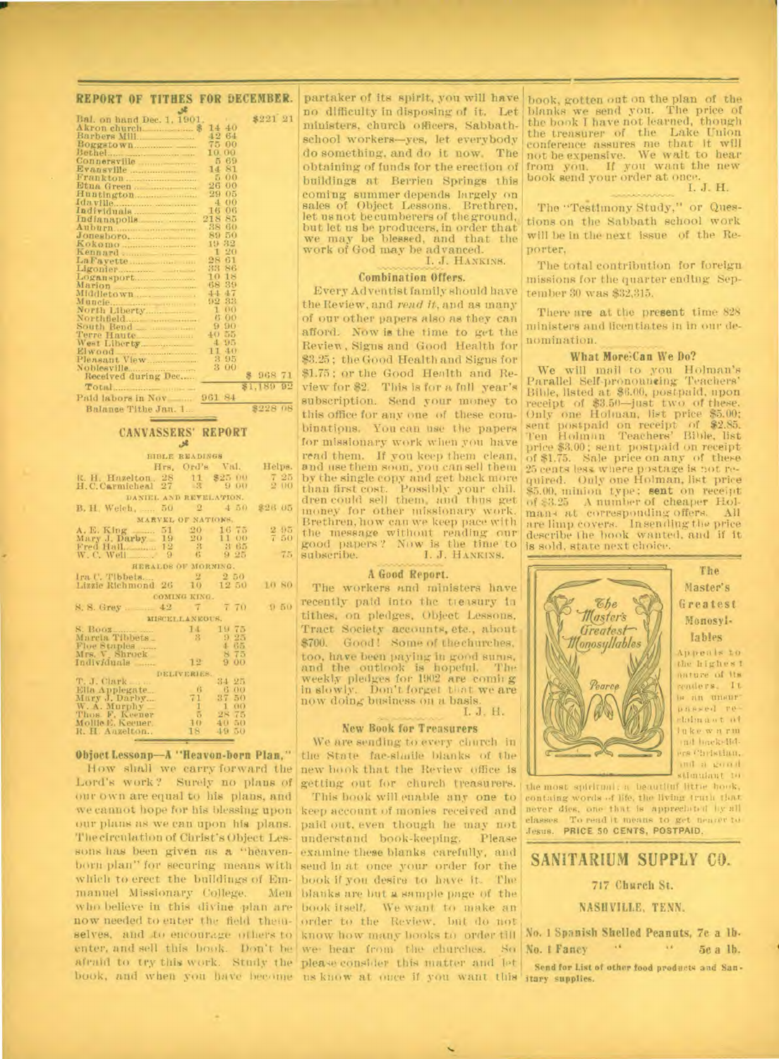## REPORT OF TITHES FOR DECEMBER.

| | | |
|---|---|---|
| Bal. on hand Dec. 1, 1901. | | $221 21 |
| Akron church | $ 14 40 | |
| Barbers Mill | 42 64 | |
| Boggstown | 75 00 | |
| Bethel | 10 00 | |
| Connersville | 5 69 | |
| Evansville | 14 81 | |
| Frankton | 5 00 | |
| Etna Green | 26 00 | |
| Huntington | 29 05 | |
| Idaville | 4 00 | |
| Individuals | 16 06 | |
| Indianapolis | 218 85 | |
| Auburn | 38 60 | |
| Jonesboro | 89 50 | |
| Kokomo | 19 32 | |
| Kennard | 1 20 | |
| LaFayette | 28 61 | |
| Ligonier | 33 86 | |
| Logansport | 10 18 | |
| Marion | 68 39 | |
| Middletown | 44 47 | |
| Muncie | 92 33 | |
| North Liberty | 1 00 | |
| Northfield | 6 00 | |
| South Bend | 9 90 | |
| Terre Haute | 40 55 | |
| West Liberty | 4 95 | |
| Elwood | 11 40 | |
| Pleasant View | 3 95 | |
| Noblesville | 3 00 | |
| Received during Dec. | | $ 968 71 |
| Total | | $1,189 92 |
| Paid labors in Nov. | 961 84 | |
| Balance Tithe Jan. 1 | | $228 08 |

## CANVASSERS' REPORT

| | Hrs. | Ord's | Val. | Helps. |
|---|---|---|---|---|
| **BIBLE READINGS** | | | | |
| R. H. Hazelton | 28 | 11 | $25 00 | 7 25 |
| H. C. Carmicheal | 27 | 3 | 9 00 | 2 00 |
| **DANIEL AND REVELATION.** | | | | |
| B. H. Welch | 50 | 2 | 4 50 | $26 05 |
| **MARVEL OF NATIONS.** | | | | |
| A. E. King | 51 | 20 | 16 75 | 2 95 |
| Mary J. Darby | 19 | 20 | 11 00 | 7 50 |
| Fred Hall | 12 | 3 | 3 65 | |
| W. C. Well | 9 | 6 | 9 25 | 75 |
| **HERALDS OF MORNING.** | | | | |
| Ira C. Tibbels | | 2 | 2 50 | |
| Lizzie Richmond | 26 | 10 | 12 50 | 10 80 |
| **COMING KING.** | | | | |
| S. S. Grey | 42 | 7 | 7 70 | 9 50 |
| **MISCELLANEOUS.** | | | | |
| S. Booz | | 14 | 19 75 | |
| Marcia Tibbets | | 3 | 9 25 | |
| Floe Staples | | | 4 65 | |
| Mrs. V. Shrock | | | 8 75 | |
| Individuals | | 12 | 9 00 | |
| **DELIVERIES.** | | | | |
| T. J. Clark | | | 34 25 | |
| Ella Applegate | | 6 | 6 00 | |
| Mary J. Darby | | 71 | 37 50 | |
| W. A. Murphy | | 1 | 1 00 | |
| Thos. F. Keener | | 5 | 28 75 | |
| Mollie E. Keener | | 10 | 40 50 | |
| R. H. Anzelton | | 18 | 49 50 | |

### Object Lesson—A "Heaven-born Plan,"

How shall we carry forward the Lord's work? Surely no plans of our own are equal to his plans, and we cannot hope for his blessing upon our plans as we can upon his plans. The circulation of Christ's Object Lessons has been given as a "heaven-born plan" for securing means with which to erect the buildings of Emmanuel Missionary College. Men who believe in this divine plan are now needed to enter the field themselves, and to encourage others to enter, and sell this book. Don't be afraid to try this work. Study the book, and when you have become partaker of its spirit, you will have no difficulty in disposing of it. Let ministers, church officers, Sabbath-school workers—yes, let everybody do something, and do it now. The obtaining of funds for the erection of buildings at Berrien Springs this coming summer depends largely on sales of Object Lessons. Brethren, let us not be cumberers of the ground, but let us be producers, in order that we may be blessed, and that the work of God may be advanced.

I. J. HANKINS.

### Combination Offers.

Every Adventist family should have the Review, and *read it*, and as many of our other papers also as they can afford. Now is the time to get the Review, Signs and Good Health for $3.25; the Good Health and Signs for $1.75; or the Good Health and Review for $2. This is for a full year's subscription. Send your money to this office for any one of these combinations. You can use the papers for missionary work when you have read them. If you keep them clean, and use them soon, you can sell them by the single copy and get back more than first cost. Possibly your children could sell them, and thus get money for other missionary work. Brethren, how can we keep pace with the message without reading our good papers? Now is the time to subscribe.

I. J. HANKINS.

### A Good Report.

The workers and ministers have recently paid into the treasury in tithes, on pledges, Object Lessons, Tract Society accounts, etc., about $700. Good! Some of the churches, too, have been paying in good sums, and the outlook is hopeful. The weekly pledges for 1902 are coming in slowly. Don't forget that we are now doing business on a basis.

I. J. H.

### New Book for Treasurers

We are sending to every church in the State fac-simile blanks of the new book that the Review office is getting out for church treasurers.

This book will enable any one to keep account of monies received and paid out, even though he may not understand book-keeping. Please examine these blanks carefully, and send in at once your order for the book if you desire to have it. The blanks are but a sample page of the book itself. We want to make an order to the Review, but do not know how many books to order till we hear from the churches. So please consider this matter and let us know at once if you want this book, gotten out on the plan of the blanks we send you. The price of the book I have not learned, though the treasurer of the Lake Union conference assures me that it will not be expensive. We wait to hear from you. If you want the new book send your order at once.

I. J. H.

The "Testimony Study," or Questions on the Sabbath school work will be in the next issue of the Reporter.

The total contribution for foreign missions for the quarter ending September 30 was $32,315.

There are at the present time 828 ministers and licentiates in in our denomination.

### What More Can We Do?

We will mail to you Holman's Parallel Self-pronouncing Teachers' Bible, listed at $6.00, postpaid, upon receipt of $3.50—just two of these. Only one Holman, list price $5.00; sent postpaid on receipt of $2.85. Ten Holman Teachers' Bible, list price $3.00; sent postpaid on receipt of $1.75. Sale price on any of these 25 cents less where postage is not required. Only one Holman, list price $5.00, minion type; sent on receipt of $3.25. A number of cheaper Holmans at corresponding offers. All are limp covers. In sending the price describe the book wanted, and if it is sold, state next choice.

### The Master's Greatest Monosyllables

The Master's Greatest Monosyllables — Pearce

Appeals to the highest nature of its readers. It is an unsurpassed reclaimant of luke warm and backslidden Christian, and a good stimulant to the most spiritual; a beautiful little book, containing words of life, the living truth that never dies, one that is appreciated by all classes. To read it means to get nearer to Jesus. PRICE 50 CENTS, POSTPAID.

## SANITARIUM SUPPLY CO.

717 Church St.

NASHVILLE, TENN.

No. 1 Spanish Shelled Peanuts, 7c a lb.
No. 1 Fancy " " 5c a lb.

**Send for List of other food products and Sanitary supplies.**